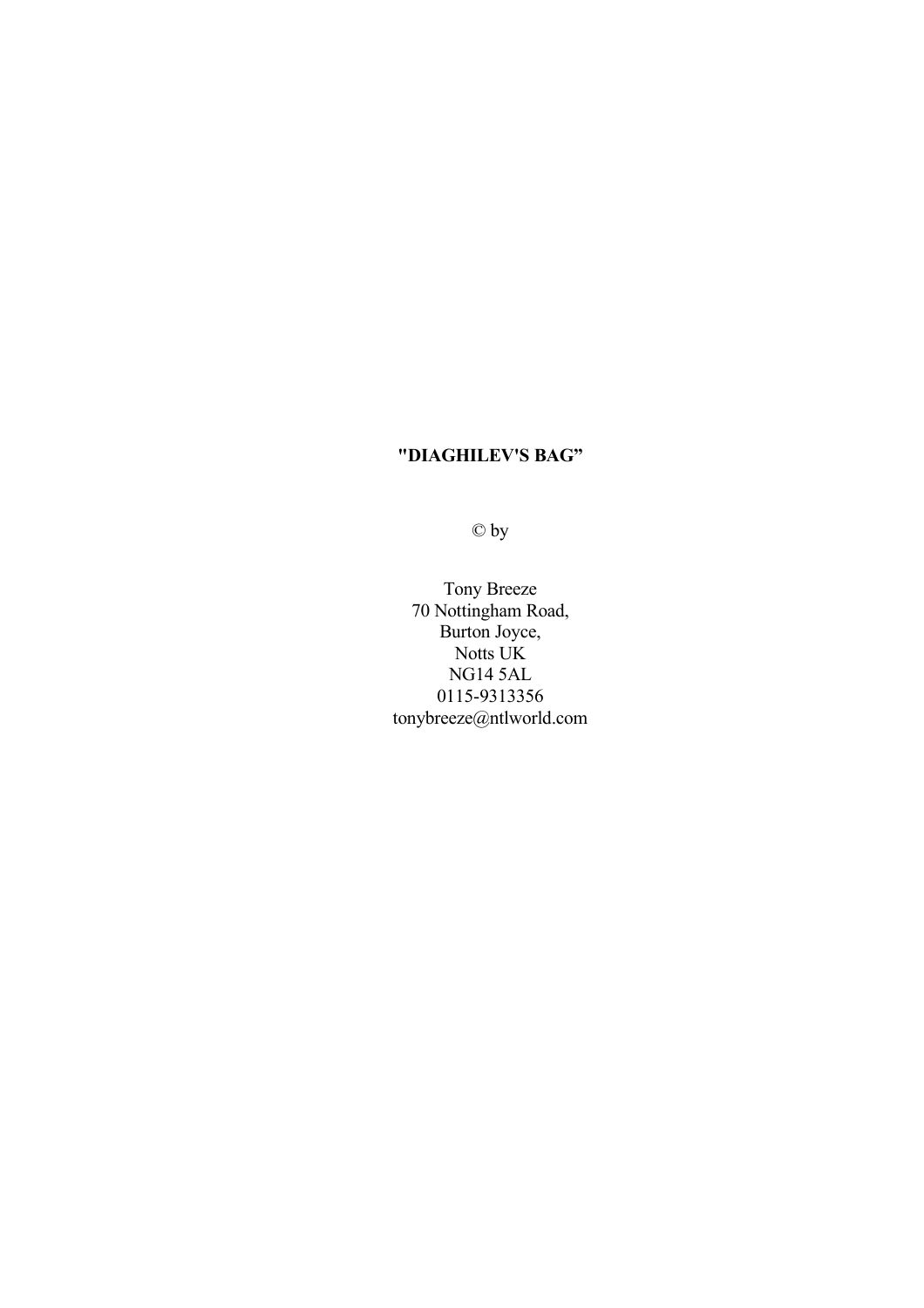**"DIAGHILEV'S BAG"**

© by

Tony Breeze  
70 Nottingham Road,  
Burton Joyce,  
Notts UK  
NG14 5AL  
0115-9313356  
tonybreeze@ntlworld.com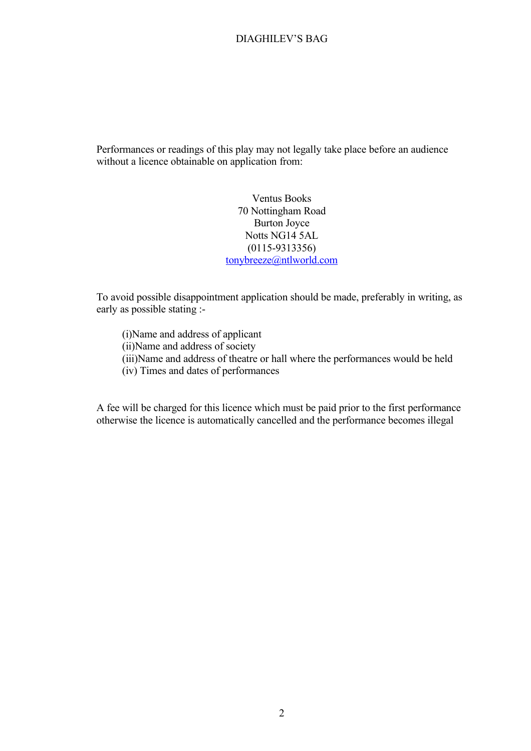Performances or readings of this play may not legally take place before an audience without a licence obtainable on application from:

Ventus Books
70 Nottingham Road
Burton Joyce
Notts NG14 5AL
(0115-9313356)
tonybreeze@ntlworld.com

To avoid possible disappointment application should be made, preferably in writing, as early as possible stating :-

(i)Name and address of applicant
(ii)Name and address of society
(iii)Name and address of theatre or hall where the performances would be held
(iv) Times and dates of performances

A fee will be charged for this licence which must be paid prior to the first performance otherwise the licence is automatically cancelled and the performance becomes illegal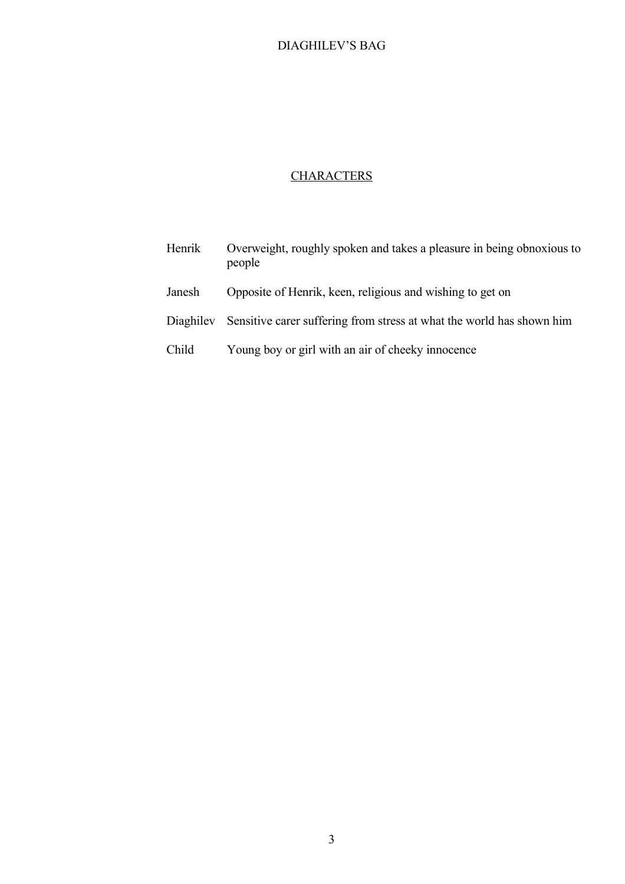## CHARACTERS

| | |
|---|---|
| Henrik | Overweight, roughly spoken and takes a pleasure in being obnoxious to people |
| Janesh | Opposite of Henrik, keen, religious and wishing to get on |
| Diaghilev | Sensitive carer suffering from stress at what the world has shown him |
| Child | Young boy or girl with an air of cheeky innocence |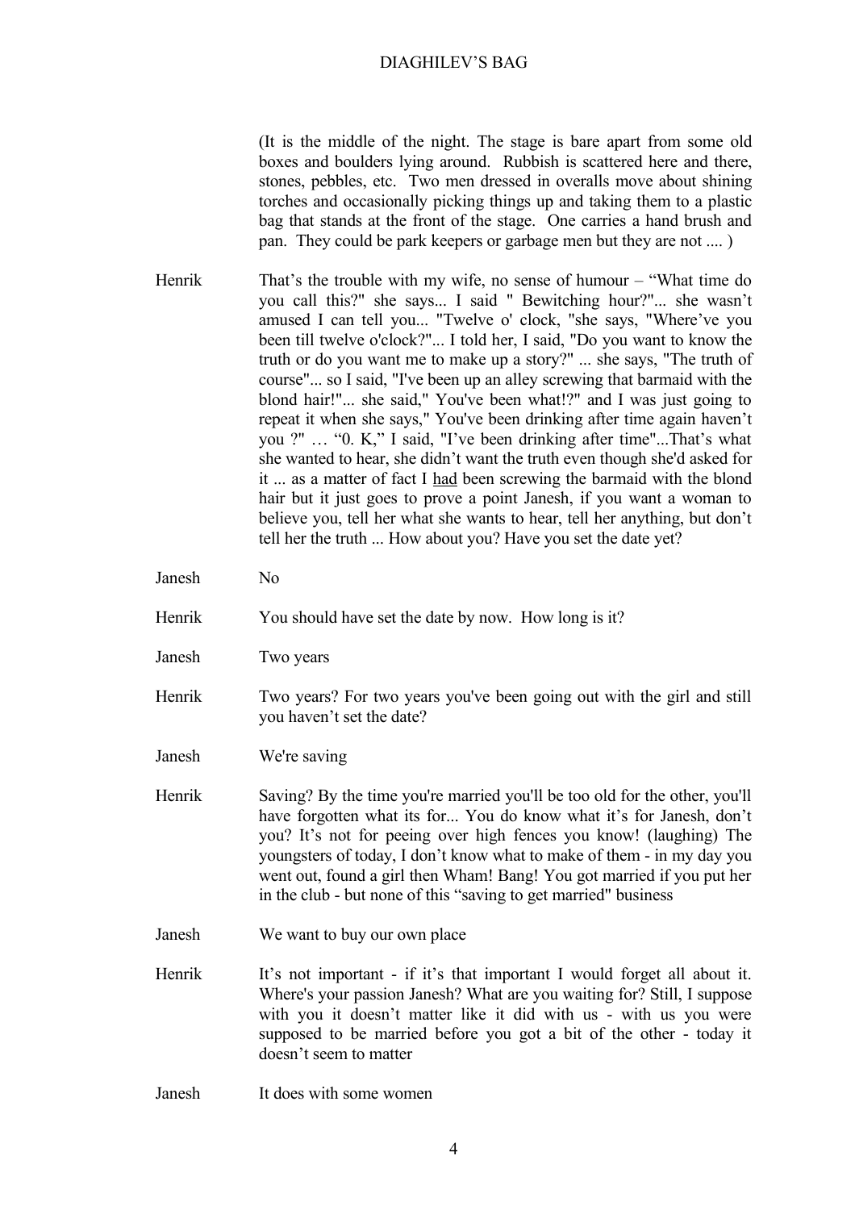(It is the middle of the night. The stage is bare apart from some old boxes and boulders lying around. Rubbish is scattered here and there, stones, pebbles, etc. Two men dressed in overalls move about shining torches and occasionally picking things up and taking them to a plastic bag that stands at the front of the stage. One carries a hand brush and pan. They could be park keepers or garbage men but they are not .... )

**Henrik** That's the trouble with my wife, no sense of humour – "What time do you call this?" she says... I said " Bewitching hour?"... she wasn't amused I can tell you... "Twelve o' clock, "she says, "Where've you been till twelve o'clock?"... I told her, I said, "Do you want to know the truth or do you want me to make up a story?" ... she says, "The truth of course"... so I said, "I've been up an alley screwing that barmaid with the blond hair!"... she said," You've been what!?" and I was just going to repeat it when she says," You've been drinking after time again haven't you ?" … "0. K," I said, "I've been drinking after time"...That's what she wanted to hear, she didn't want the truth even though she'd asked for it ... as a matter of fact I <u>had</u> been screwing the barmaid with the blond hair but it just goes to prove a point Janesh, if you want a woman to believe you, tell her what she wants to hear, tell her anything, but don't tell her the truth ... How about you? Have you set the date yet?

**Janesh** No

**Henrik** You should have set the date by now. How long is it?

**Janesh** Two years

**Henrik** Two years? For two years you've been going out with the girl and still you haven't set the date?

**Janesh** We're saving

**Henrik** Saving? By the time you're married you'll be too old for the other, you'll have forgotten what its for... You do know what it's for Janesh, don't you? It's not for peeing over high fences you know! (laughing) The youngsters of today, I don't know what to make of them - in my day you went out, found a girl then Wham! Bang! You got married if you put her in the club - but none of this "saving to get married" business

**Janesh** We want to buy our own place

**Henrik** It's not important - if it's that important I would forget all about it. Where's your passion Janesh? What are you waiting for? Still, I suppose with you it doesn't matter like it did with us - with us you were supposed to be married before you got a bit of the other - today it doesn't seem to matter

**Janesh** It does with some women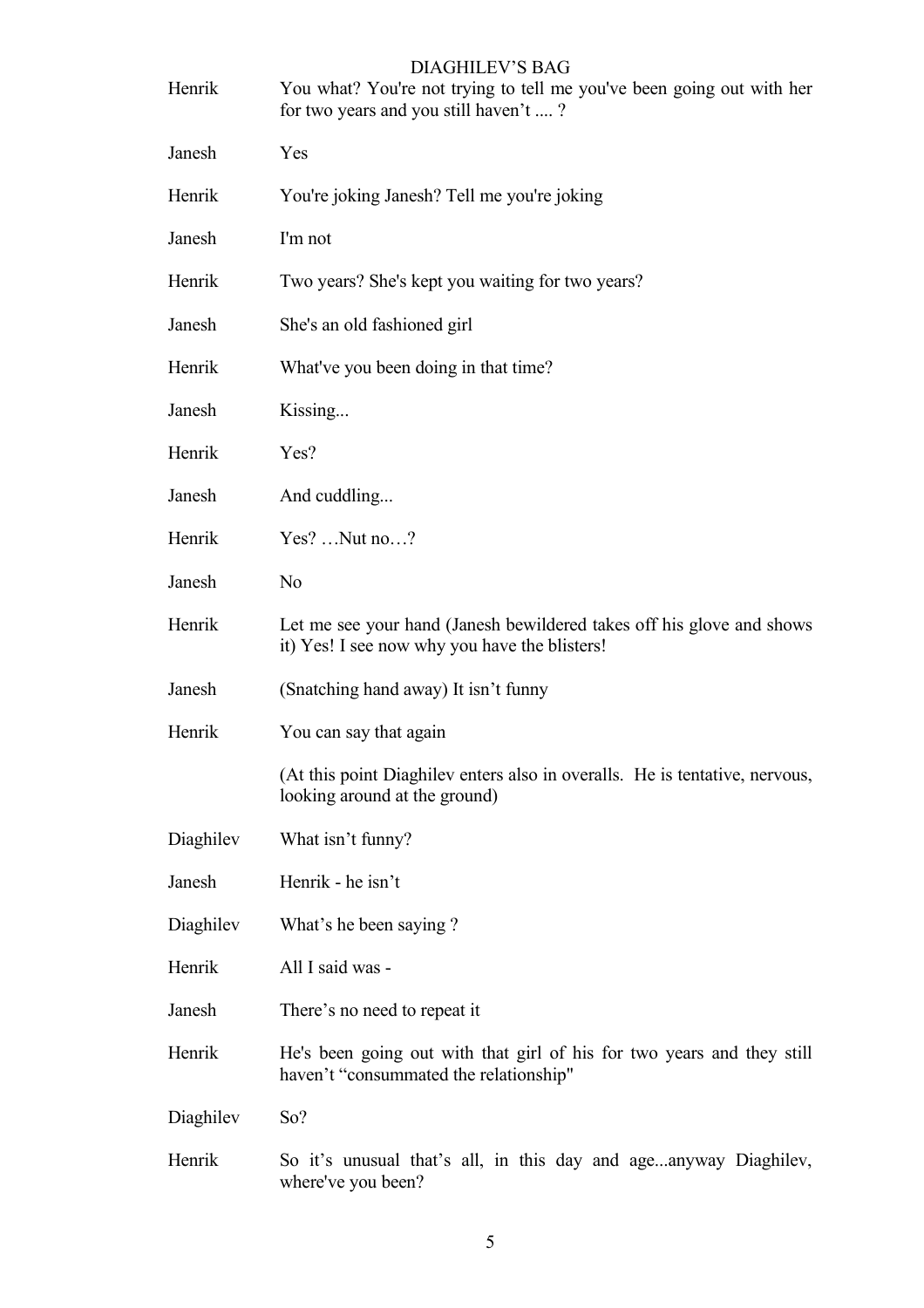Henrik	You what? You're not trying to tell me you've been going out with her for two years and you still haven't .... ?

Janesh	Yes

Henrik	You're joking Janesh? Tell me you're joking

Janesh	I'm not

Henrik	Two years? She's kept you waiting for two years?

Janesh	She's an old fashioned girl

Henrik	What've you been doing in that time?

Janesh	Kissing...

Henrik	Yes?

Janesh	And cuddling...

Henrik	Yes? …Nut no…?

Janesh	No

Henrik	Let me see your hand (Janesh bewildered takes off his glove and shows it) Yes! I see now why you have the blisters!

Janesh	(Snatching hand away) It isn't funny

Henrik	You can say that again

(At this point Diaghilev enters also in overalls. He is tentative, nervous, looking around at the ground)

Diaghilev	What isn't funny?

Janesh	Henrik - he isn't

Diaghilev	What's he been saying ?

Henrik	All I said was -

Janesh	There's no need to repeat it

Henrik	He's been going out with that girl of his for two years and they still haven't "consummated the relationship"

Diaghilev	So?

Henrik	So it's unusual that's all, in this day and age...anyway Diaghilev, where've you been?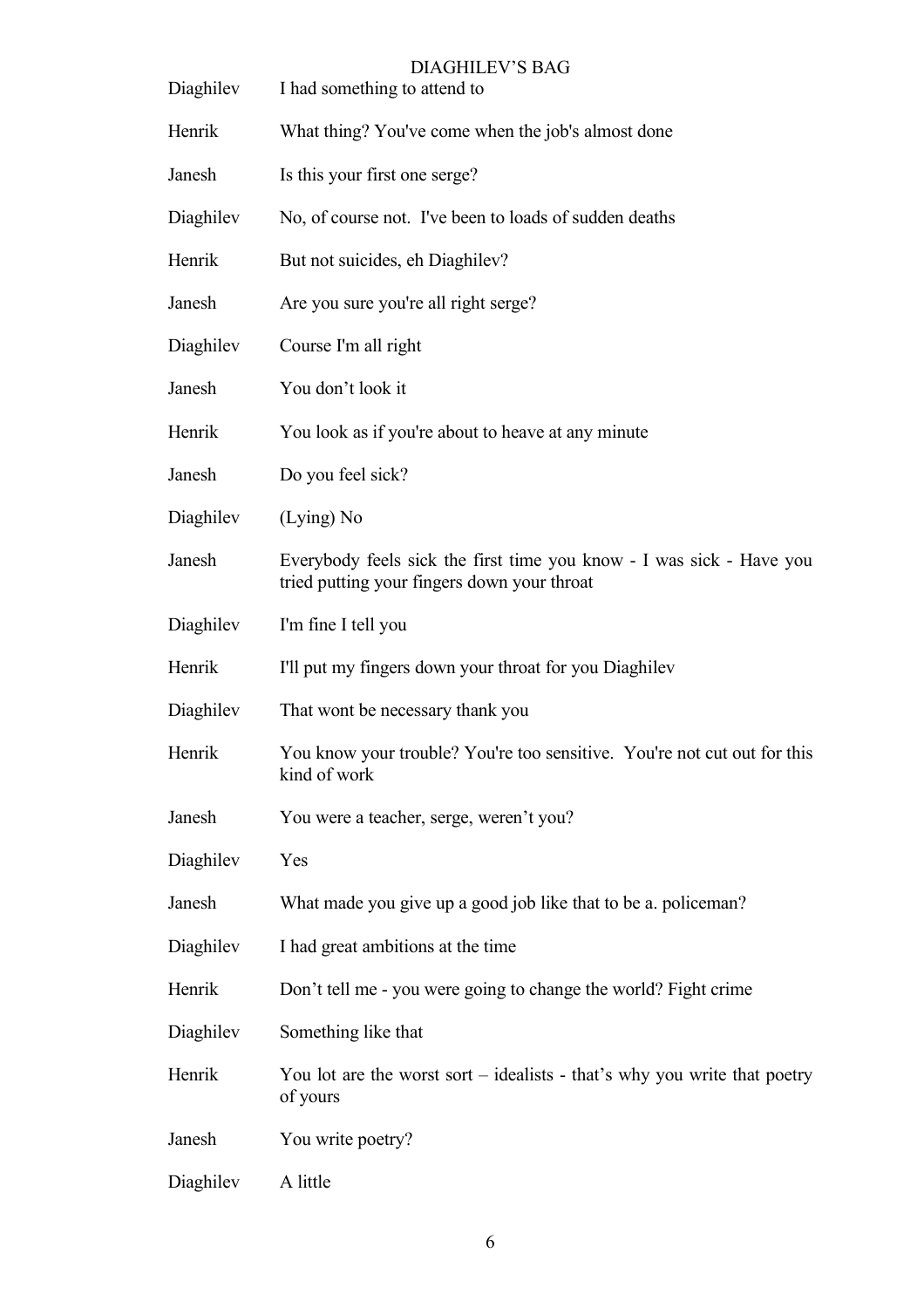| | |
|---|---|
| Diaghilev | I had something to attend to |
| Henrik | What thing? You've come when the job's almost done |
| Janesh | Is this your first one serge? |
| Diaghilev | No, of course not. I've been to loads of sudden deaths |
| Henrik | But not suicides, eh Diaghilev? |
| Janesh | Are you sure you're all right serge? |
| Diaghilev | Course I'm all right |
| Janesh | You don't look it |
| Henrik | You look as if you're about to heave at any minute |
| Janesh | Do you feel sick? |
| Diaghilev | (Lying) No |
| Janesh | Everybody feels sick the first time you know - I was sick - Have you tried putting your fingers down your throat |
| Diaghilev | I'm fine I tell you |
| Henrik | I'll put my fingers down your throat for you Diaghilev |
| Diaghilev | That wont be necessary thank you |
| Henrik | You know your trouble? You're too sensitive. You're not cut out for this kind of work |
| Janesh | You were a teacher, serge, weren't you? |
| Diaghilev | Yes |
| Janesh | What made you give up a good job like that to be a. policeman? |
| Diaghilev | I had great ambitions at the time |
| Henrik | Don't tell me - you were going to change the world? Fight crime |
| Diaghilev | Something like that |
| Henrik | You lot are the worst sort – idealists - that's why you write that poetry of yours |
| Janesh | You write poetry? |
| Diaghilev | A little |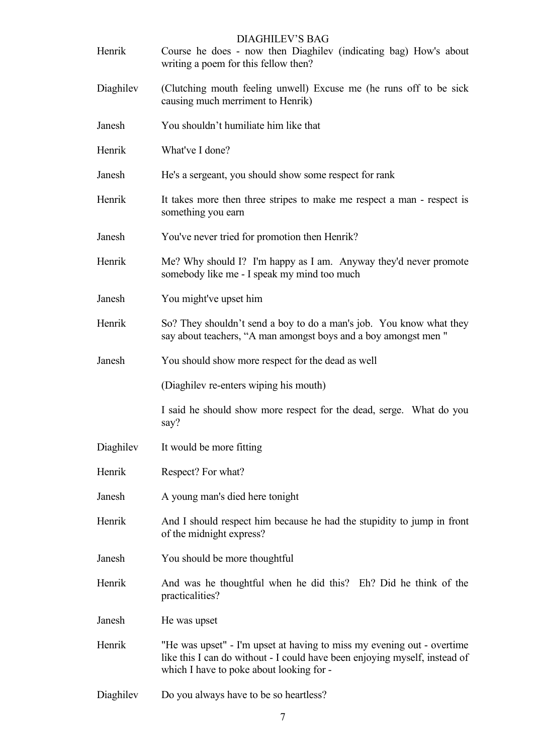Henrik	Course he does - now then Diaghilev (indicating bag) How's about writing a poem for this fellow then?

Diaghilev	(Clutching mouth feeling unwell) Excuse me (he runs off to be sick causing much merriment to Henrik)

Janesh	You shouldn't humiliate him like that

Henrik	What've I done?

Janesh	He's a sergeant, you should show some respect for rank

Henrik	It takes more then three stripes to make me respect a man - respect is something you earn

Janesh	You've never tried for promotion then Henrik?

Henrik	Me? Why should I? I'm happy as I am. Anyway they'd never promote somebody like me - I speak my mind too much

Janesh	You might've upset him

Henrik	So? They shouldn't send a boy to do a man's job. You know what they say about teachers, "A man amongst boys and a boy amongst men "

Janesh	You should show more respect for the dead as well

(Diaghilev re-enters wiping his mouth)

I said he should show more respect for the dead, serge. What do you say?

Diaghilev	It would be more fitting

Henrik	Respect? For what?

Janesh	A young man's died here tonight

Henrik	And I should respect him because he had the stupidity to jump in front of the midnight express?

Janesh	You should be more thoughtful

Henrik	And was he thoughtful when he did this? Eh? Did he think of the practicalities?

Janesh	He was upset

Henrik	"He was upset" - I'm upset at having to miss my evening out - overtime like this I can do without - I could have been enjoying myself, instead of which I have to poke about looking for -

Diaghilev	Do you always have to be so heartless?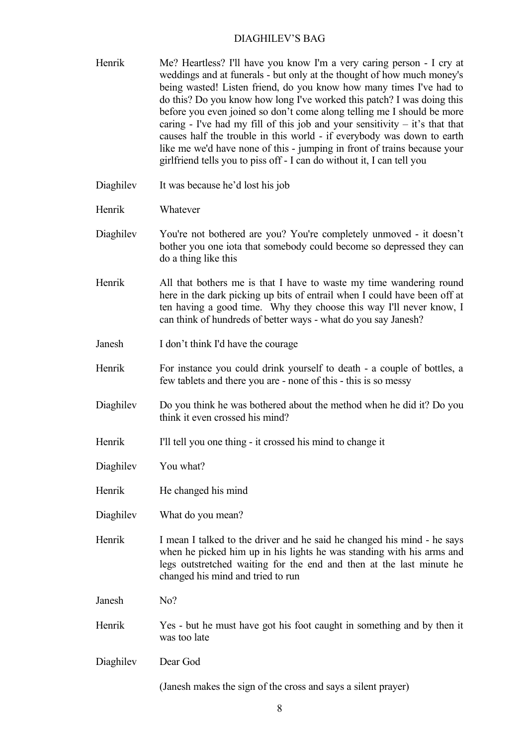**Henrik** Me? Heartless? I'll have you know I'm a very caring person - I cry at weddings and at funerals - but only at the thought of how much money's being wasted! Listen friend, do you know how many times I've had to do this? Do you know how long I've worked this patch? I was doing this before you even joined so don't come along telling me I should be more caring - I've had my fill of this job and your sensitivity – it's that that causes half the trouble in this world - if everybody was down to earth like me we'd have none of this - jumping in front of trains because your girlfriend tells you to piss off - I can do without it, I can tell you

**Diaghilev** It was because he'd lost his job

**Henrik** Whatever

**Diaghilev** You're not bothered are you? You're completely unmoved - it doesn't bother you one iota that somebody could become so depressed they can do a thing like this

**Henrik** All that bothers me is that I have to waste my time wandering round here in the dark picking up bits of entrail when I could have been off at ten having a good time. Why they choose this way I'll never know, I can think of hundreds of better ways - what do you say Janesh?

**Janesh** I don't think I'd have the courage

**Henrik** For instance you could drink yourself to death - a couple of bottles, a few tablets and there you are - none of this - this is so messy

**Diaghilev** Do you think he was bothered about the method when he did it? Do you think it even crossed his mind?

**Henrik** I'll tell you one thing - it crossed his mind to change it

**Diaghilev** You what?

**Henrik** He changed his mind

**Diaghilev** What do you mean?

**Henrik** I mean I talked to the driver and he said he changed his mind - he says when he picked him up in his lights he was standing with his arms and legs outstretched waiting for the end and then at the last minute he changed his mind and tried to run

**Janesh** No?

**Henrik** Yes - but he must have got his foot caught in something and by then it was too late

**Diaghilev** Dear God

(Janesh makes the sign of the cross and says a silent prayer)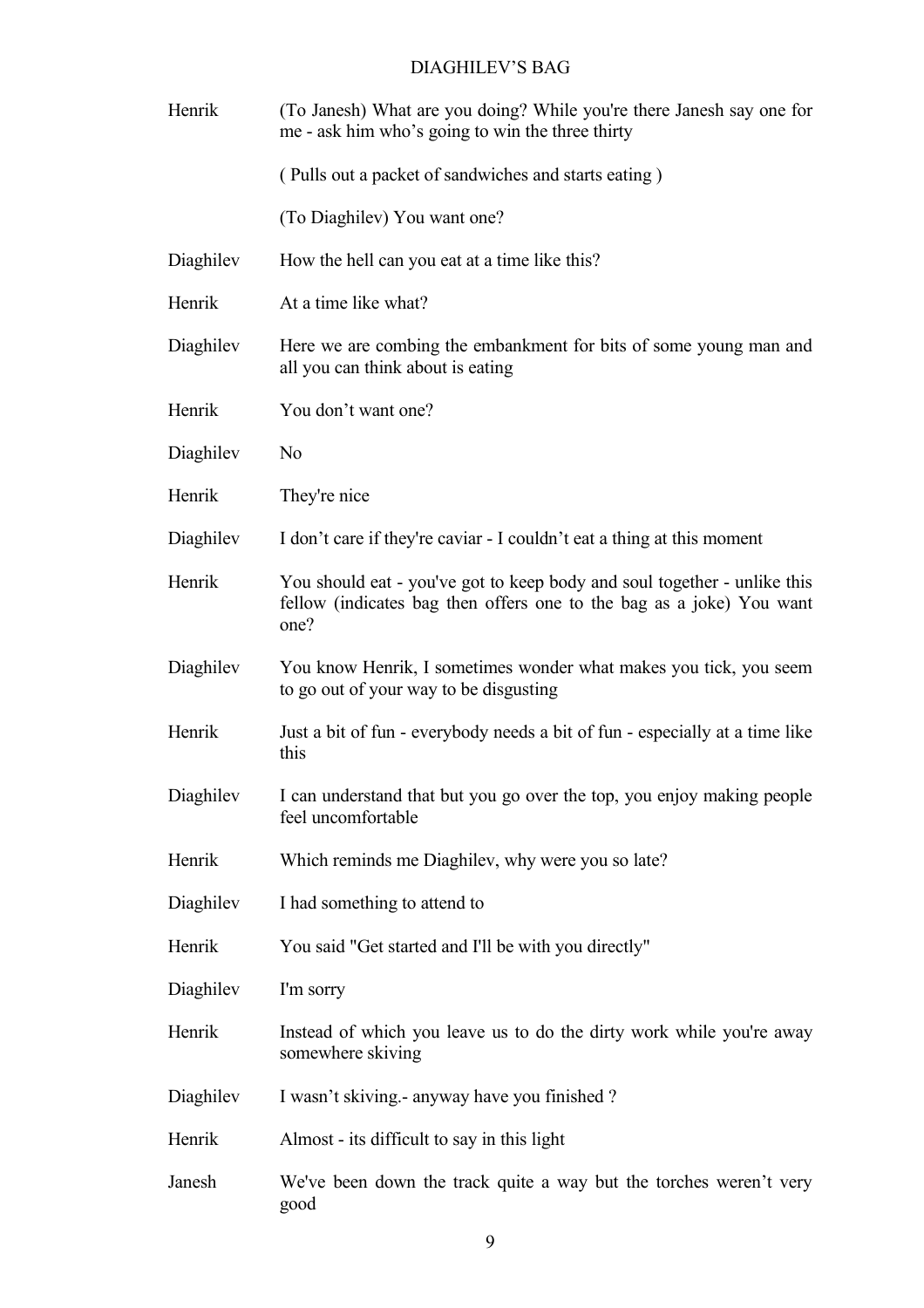**Henrik** (To Janesh) What are you doing? While you're there Janesh say one for me - ask him who's going to win the three thirty

( Pulls out a packet of sandwiches and starts eating )

(To Diaghilev) You want one?

**Diaghilev** How the hell can you eat at a time like this?

**Henrik** At a time like what?

**Diaghilev** Here we are combing the embankment for bits of some young man and all you can think about is eating

**Henrik** You don't want one?

**Diaghilev** No

**Henrik** They're nice

**Diaghilev** I don't care if they're caviar - I couldn't eat a thing at this moment

**Henrik** You should eat - you've got to keep body and soul together - unlike this fellow (indicates bag then offers one to the bag as a joke) You want one?

**Diaghilev** You know Henrik, I sometimes wonder what makes you tick, you seem to go out of your way to be disgusting

**Henrik** Just a bit of fun - everybody needs a bit of fun - especially at a time like this

**Diaghilev** I can understand that but you go over the top, you enjoy making people feel uncomfortable

**Henrik** Which reminds me Diaghilev, why were you so late?

**Diaghilev** I had something to attend to

**Henrik** You said "Get started and I'll be with you directly"

**Diaghilev** I'm sorry

**Henrik** Instead of which you leave us to do the dirty work while you're away somewhere skiving

**Diaghilev** I wasn't skiving.- anyway have you finished ?

**Henrik** Almost - its difficult to say in this light

**Janesh** We've been down the track quite a way but the torches weren't very good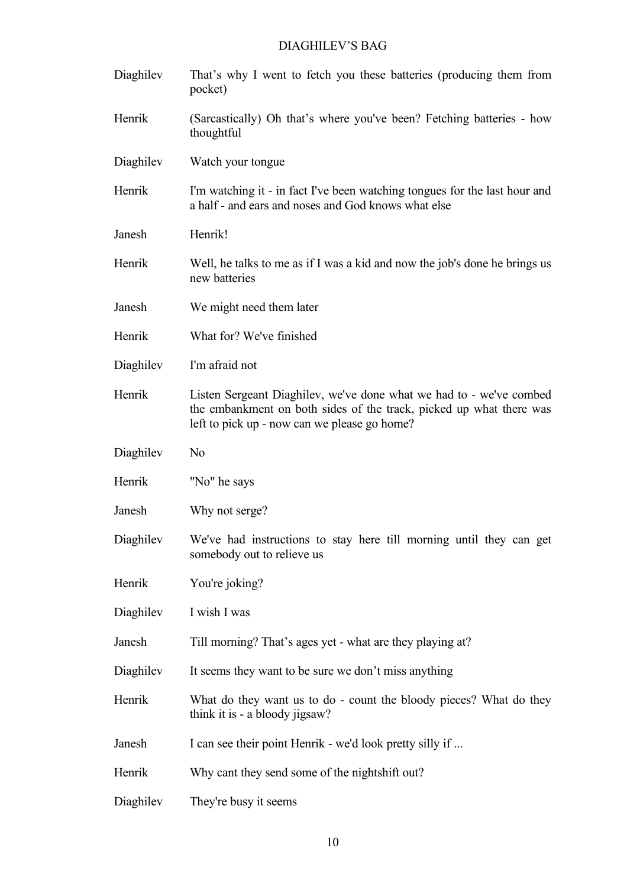| | |
|---|---|
| Diaghilev | That's why I went to fetch you these batteries (producing them from pocket) |
| Henrik | (Sarcastically) Oh that's where you've been? Fetching batteries - how thoughtful |
| Diaghilev | Watch your tongue |
| Henrik | I'm watching it - in fact I've been watching tongues for the last hour and a half - and ears and noses and God knows what else |
| Janesh | Henrik! |
| Henrik | Well, he talks to me as if I was a kid and now the job's done he brings us new batteries |
| Janesh | We might need them later |
| Henrik | What for? We've finished |
| Diaghilev | I'm afraid not |
| Henrik | Listen Sergeant Diaghilev, we've done what we had to - we've combed the embankment on both sides of the track, picked up what there was left to pick up - now can we please go home? |
| Diaghilev | No |
| Henrik | "No" he says |
| Janesh | Why not serge? |
| Diaghilev | We've had instructions to stay here till morning until they can get somebody out to relieve us |
| Henrik | You're joking? |
| Diaghilev | I wish I was |
| Janesh | Till morning? That's ages yet - what are they playing at? |
| Diaghilev | It seems they want to be sure we don't miss anything |
| Henrik | What do they want us to do - count the bloody pieces? What do they think it is - a bloody jigsaw? |
| Janesh | I can see their point Henrik - we'd look pretty silly if ... |
| Henrik | Why cant they send some of the nightshift out? |
| Diaghilev | They're busy it seems |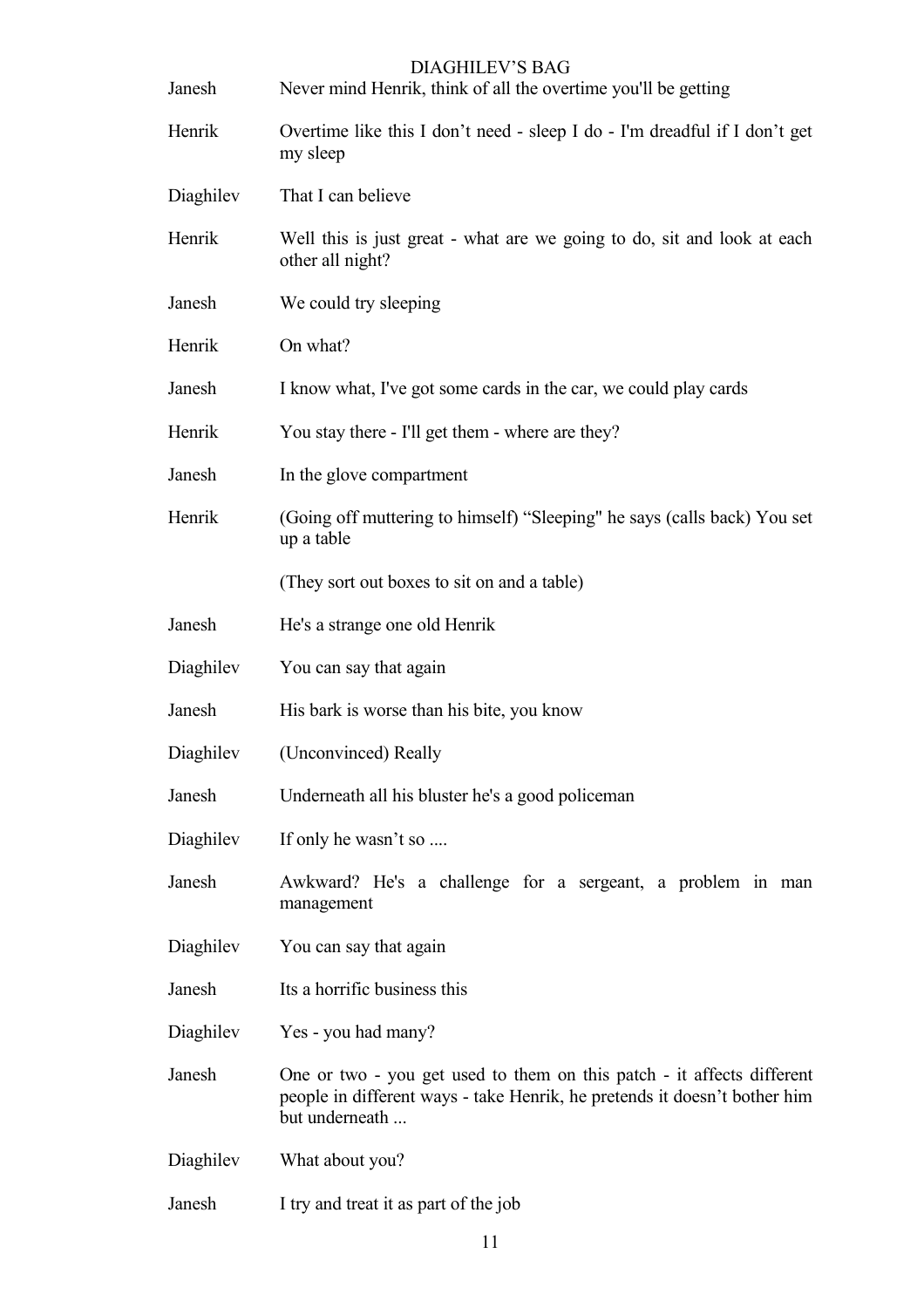| | |
|---|---|
| Janesh | Never mind Henrik, think of all the overtime you'll be getting |
| Henrik | Overtime like this I don't need - sleep I do - I'm dreadful if I don't get my sleep |
| Diaghilev | That I can believe |
| Henrik | Well this is just great - what are we going to do, sit and look at each other all night? |
| Janesh | We could try sleeping |
| Henrik | On what? |
| Janesh | I know what, I've got some cards in the car, we could play cards |
| Henrik | You stay there - I'll get them - where are they? |
| Janesh | In the glove compartment |
| Henrik | (Going off muttering to himself) "Sleeping" he says (calls back) You set up a table |
| | (They sort out boxes to sit on and a table) |
| Janesh | He's a strange one old Henrik |
| Diaghilev | You can say that again |
| Janesh | His bark is worse than his bite, you know |
| Diaghilev | (Unconvinced) Really |
| Janesh | Underneath all his bluster he's a good policeman |
| Diaghilev | If only he wasn't so .... |
| Janesh | Awkward? He's a challenge for a sergeant, a problem in man management |
| Diaghilev | You can say that again |
| Janesh | Its a horrific business this |
| Diaghilev | Yes - you had many? |
| Janesh | One or two - you get used to them on this patch - it affects different people in different ways - take Henrik, he pretends it doesn't bother him but underneath ... |
| Diaghilev | What about you? |
| Janesh | I try and treat it as part of the job |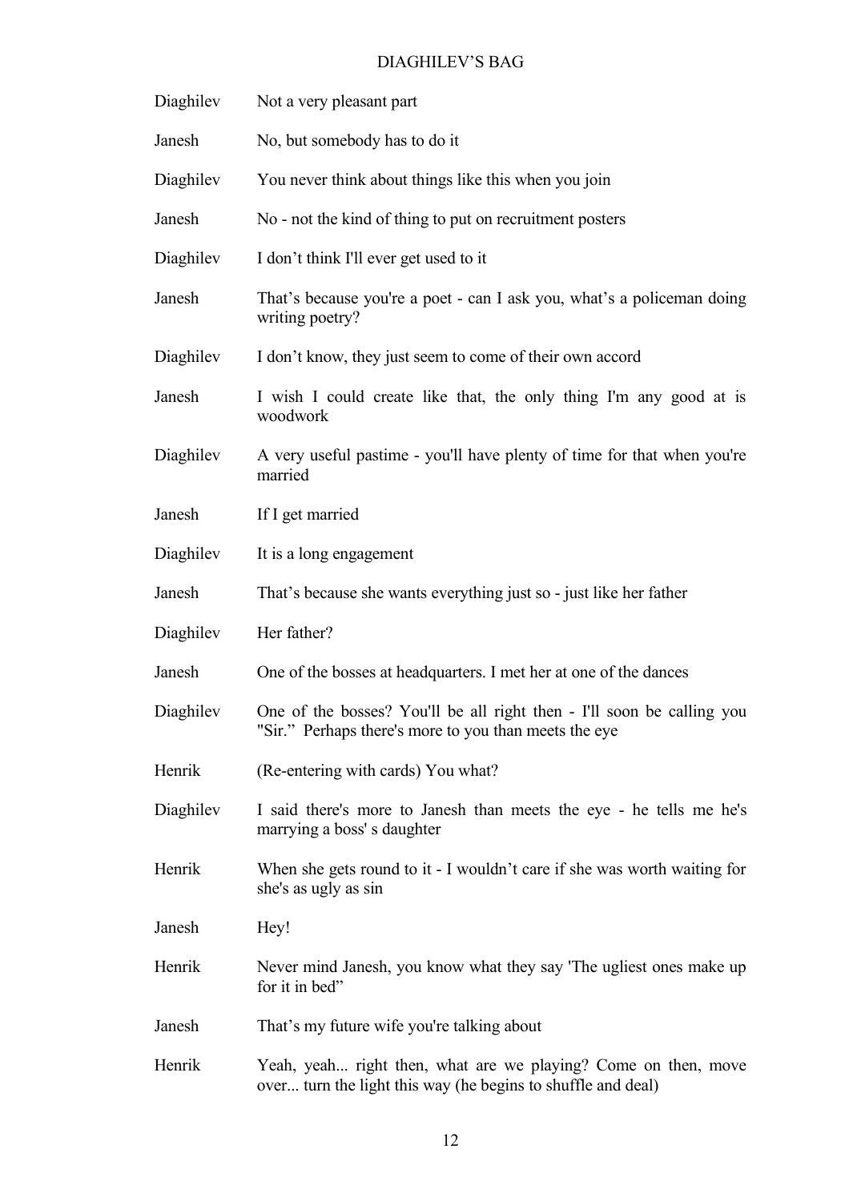| | |
|---|---|
| Diaghilev | Not a very pleasant part |
| Janesh | No, but somebody has to do it |
| Diaghilev | You never think about things like this when you join |
| Janesh | No - not the kind of thing to put on recruitment posters |
| Diaghilev | I don't think I'll ever get used to it |
| Janesh | That's because you're a poet - can I ask you, what's a policeman doing writing poetry? |
| Diaghilev | I don't know, they just seem to come of their own accord |
| Janesh | I wish I could create like that, the only thing I'm any good at is woodwork |
| Diaghilev | A very useful pastime - you'll have plenty of time for that when you're married |
| Janesh | If I get married |
| Diaghilev | It is a long engagement |
| Janesh | That's because she wants everything just so - just like her father |
| Diaghilev | Her father? |
| Janesh | One of the bosses at headquarters. I met her at one of the dances |
| Diaghilev | One of the bosses? You'll be all right then - I'll soon be calling you "Sir." Perhaps there's more to you than meets the eye |
| Henrik | (Re-entering with cards) You what? |
| Diaghilev | I said there's more to Janesh than meets the eye - he tells me he's marrying a boss' s daughter |
| Henrik | When she gets round to it - I wouldn't care if she was worth waiting for she's as ugly as sin |
| Janesh | Hey! |
| Henrik | Never mind Janesh, you know what they say 'The ugliest ones make up for it in bed" |
| Janesh | That's my future wife you're talking about |
| Henrik | Yeah, yeah... right then, what are we playing? Come on then, move over... turn the light this way (he begins to shuffle and deal) |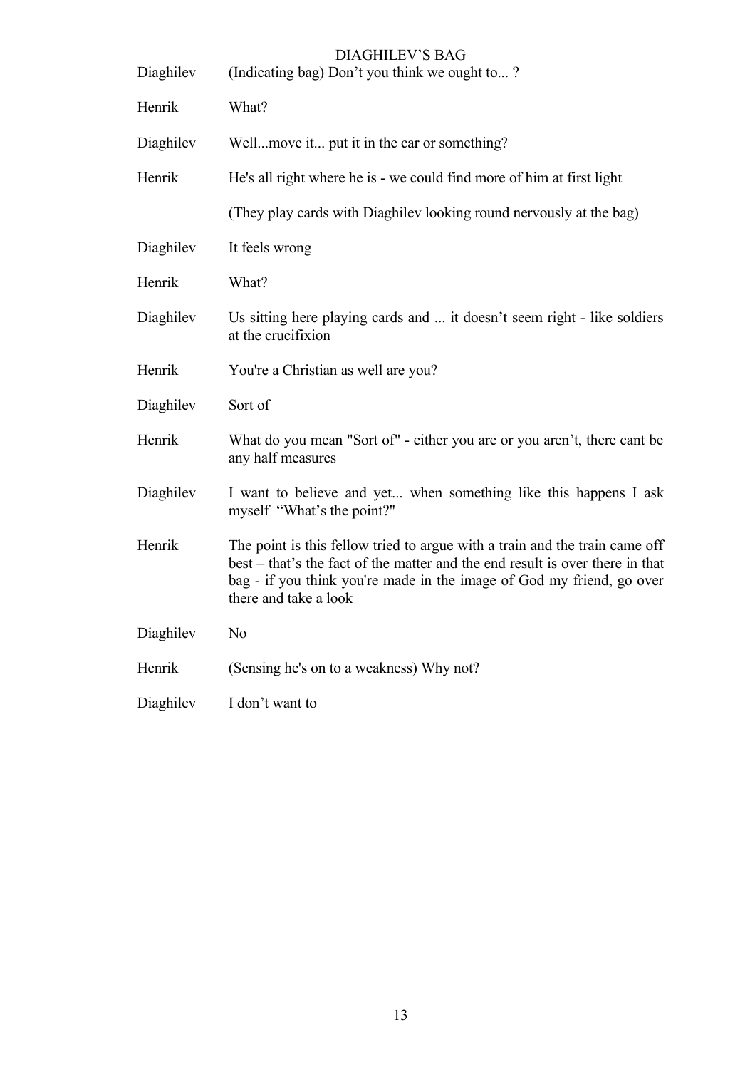Diaghilev (Indicating bag) Don't you think we ought to... ?

Henrik What?

Diaghilev Well...move it... put it in the car or something?

Henrik He's all right where he is - we could find more of him at first light

(They play cards with Diaghilev looking round nervously at the bag)

Diaghilev It feels wrong

Henrik What?

Diaghilev Us sitting here playing cards and ... it doesn't seem right - like soldiers at the crucifixion

Henrik You're a Christian as well are you?

Diaghilev Sort of

Henrik What do you mean "Sort of" - either you are or you aren't, there cant be any half measures

Diaghilev I want to believe and yet... when something like this happens I ask myself "What's the point?"

Henrik The point is this fellow tried to argue with a train and the train came off best – that's the fact of the matter and the end result is over there in that bag - if you think you're made in the image of God my friend, go over there and take a look

Diaghilev No

Henrik (Sensing he's on to a weakness) Why not?

Diaghilev I don't want to